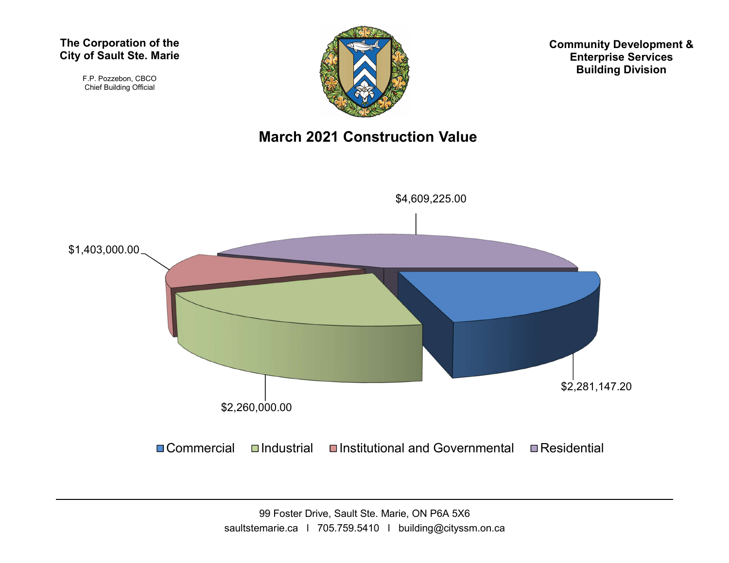**The Corporation of the City of Sault Ste. Marie**

F.P. Pozzebon, CBCO
Chief Building Official

**Community Development & Enterprise Services Building Division**

# March 2021 Construction Value

| Category | Value |
| --- | --- |
| Commercial | $2,281,147.20 |
| Industrial | $2,260,000.00 |
| Institutional and Governmental | $1,403,000.00 |
| Residential | $4,609,225.00 |

99 Foster Drive, Sault Ste. Marie, ON P6A 5X6
saultstemarie.ca | 705.759.5410 | building@cityssm.on.ca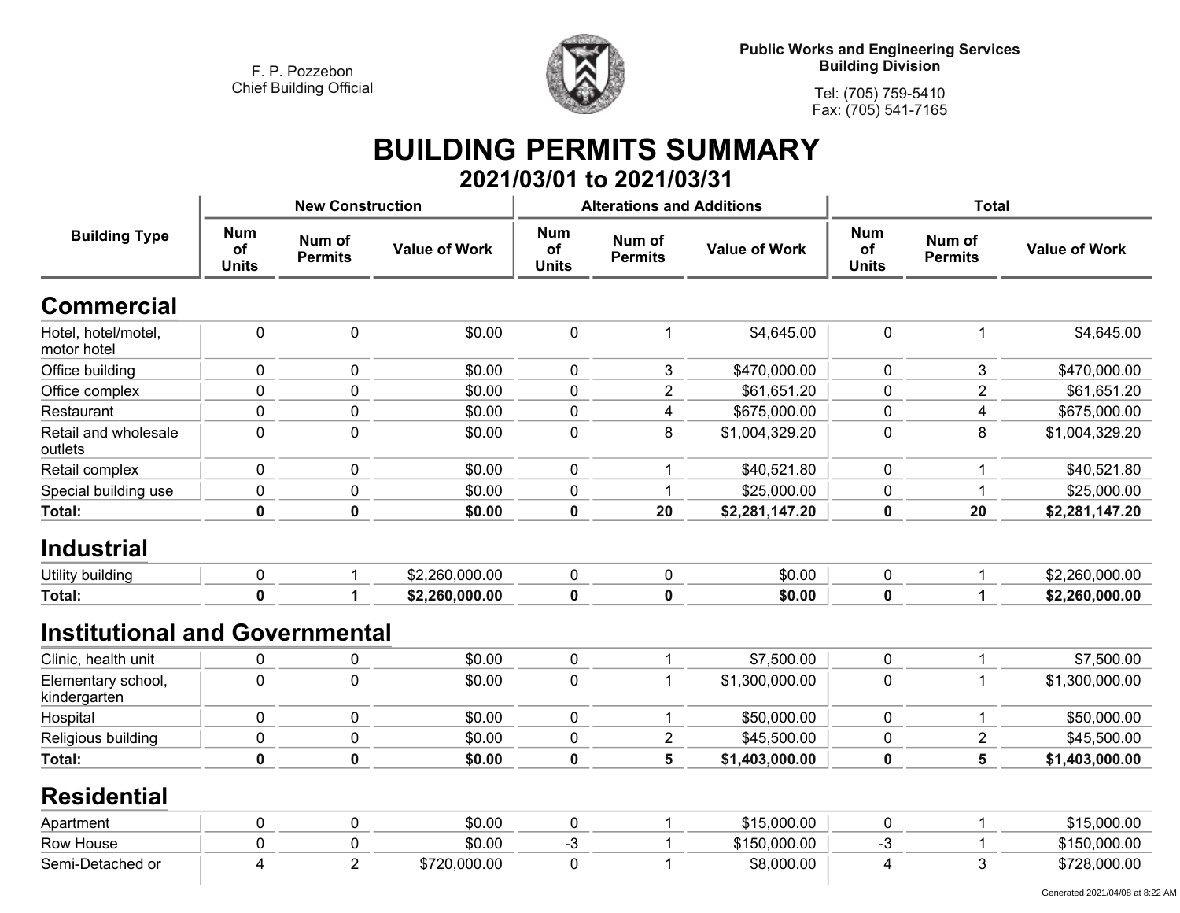F. P. Pozzebon
Chief Building Official

**Public Works and Engineering Services**
**Building Division**

Tel: (705) 759-5410
Fax: (705) 541-7165

# BUILDING PERMITS SUMMARY

## 2021/03/01 to 2021/03/31

| Building Type | New Construction | | | Alterations and Additions | | | Total | | |
|---|---|---|---|---|---|---|---|---|---|
| | Num of Units | Num of Permits | Value of Work | Num of Units | Num of Permits | Value of Work | Num of Units | Num of Permits | Value of Work |
| **Commercial** | | | | | | | | | |
| Hotel, hotel/motel, motor hotel | 0 | 0 | $0.00 | 0 | 1 | $4,645.00 | 0 | 1 | $4,645.00 |
| Office building | 0 | 0 | $0.00 | 0 | 3 | $470,000.00 | 0 | 3 | $470,000.00 |
| Office complex | 0 | 0 | $0.00 | 0 | 2 | $61,651.20 | 0 | 2 | $61,651.20 |
| Restaurant | 0 | 0 | $0.00 | 0 | 4 | $675,000.00 | 0 | 4 | $675,000.00 |
| Retail and wholesale outlets | 0 | 0 | $0.00 | 0 | 8 | $1,004,329.20 | 0 | 8 | $1,004,329.20 |
| Retail complex | 0 | 0 | $0.00 | 0 | 1 | $40,521.80 | 0 | 1 | $40,521.80 |
| Special building use | 0 | 0 | $0.00 | 0 | 1 | $25,000.00 | 0 | 1 | $25,000.00 |
| **Total:** | **0** | **0** | **$0.00** | **0** | **20** | **$2,281,147.20** | **0** | **20** | **$2,281,147.20** |
| **Industrial** | | | | | | | | | |
| Utility building | 0 | 1 | $2,260,000.00 | 0 | 0 | $0.00 | 0 | 1 | $2,260,000.00 |
| **Total:** | **0** | **1** | **$2,260,000.00** | **0** | **0** | **$0.00** | **0** | **1** | **$2,260,000.00** |
| **Institutional and Governmental** | | | | | | | | | |
| Clinic, health unit | 0 | 0 | $0.00 | 0 | 1 | $7,500.00 | 0 | 1 | $7,500.00 |
| Elementary school, kindergarten | 0 | 0 | $0.00 | 0 | 1 | $1,300,000.00 | 0 | 1 | $1,300,000.00 |
| Hospital | 0 | 0 | $0.00 | 0 | 1 | $50,000.00 | 0 | 1 | $50,000.00 |
| Religious building | 0 | 0 | $0.00 | 0 | 2 | $45,500.00 | 0 | 2 | $45,500.00 |
| **Total:** | **0** | **0** | **$0.00** | **0** | **5** | **$1,403,000.00** | **0** | **5** | **$1,403,000.00** |
| **Residential** | | | | | | | | | |
| Apartment | 0 | 0 | $0.00 | 0 | 1 | $15,000.00 | 0 | 1 | $15,000.00 |
| Row House | 0 | 0 | $0.00 | -3 | 1 | $150,000.00 | -3 | 1 | $150,000.00 |
| Semi-Detached or | 4 | 2 | $720,000.00 | 0 | 1 | $8,000.00 | 4 | 3 | $728,000.00 |

Generated 2021/04/08 at 8:22 AM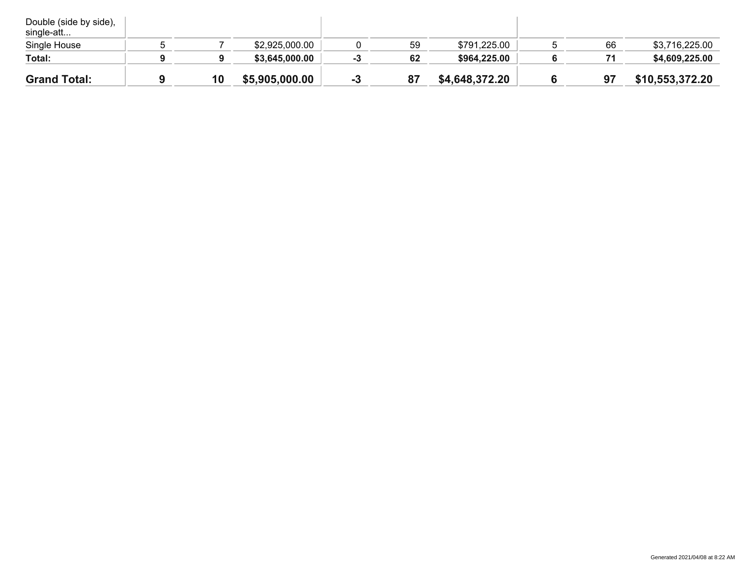| | | | | | | | | | |
|---|---|---|---|---|---|---|---|---|---|
| Double (side by side), single-att... | | | | | | | | | |
| Single House | 5 | 7 | $2,925,000.00 | 0 | 59 | $791,225.00 | 5 | 66 | $3,716,225.00 |
| **Total:** | **9** | **9** | **$3,645,000.00** | **-3** | **62** | **$964,225.00** | **6** | **71** | **$4,609,225.00** |
| **Grand Total:** | **9** | **10** | **$5,905,000.00** | **-3** | **87** | **$4,648,372.20** | **6** | **97** | **$10,553,372.20** |

Generated 2021/04/08 at 8:22 AM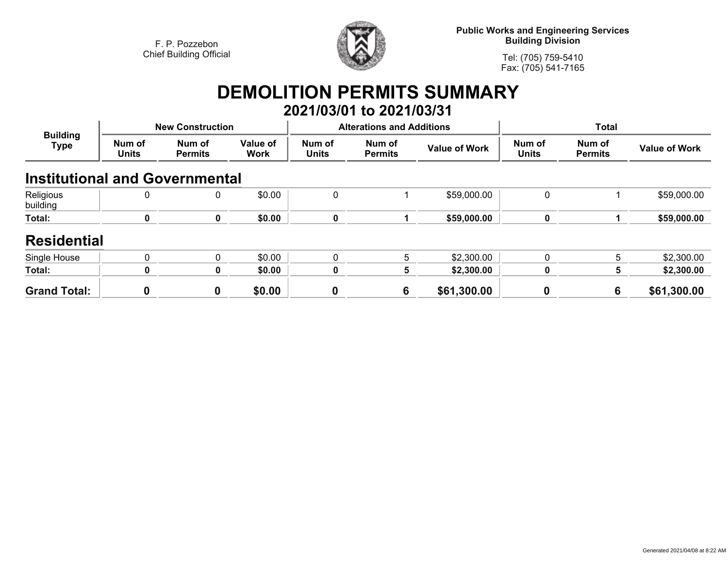F. P. Pozzebon
Chief Building Official

**Public Works and Engineering Services**
**Building Division**

Tel: (705) 759-5410
Fax: (705) 541-7165

# DEMOLITION PERMITS SUMMARY

## 2021/03/01 to 2021/03/31

| Building Type | New Construction | | | Alterations and Additions | | | Total | | |
|---|---|---|---|---|---|---|---|---|---|
| | Num of Units | Num of Permits | Value of Work | Num of Units | Num of Permits | Value of Work | Num of Units | Num of Permits | Value of Work |
| **Institutional and Governmental** | | | | | | | | | |
| Religious building | 0 | 0 | $0.00 | 0 | 1 | $59,000.00 | 0 | 1 | $59,000.00 |
| **Total:** | **0** | **0** | **$0.00** | **0** | **1** | **$59,000.00** | **0** | **1** | **$59,000.00** |
| **Residential** | | | | | | | | | |
| Single House | 0 | 0 | $0.00 | 0 | 5 | $2,300.00 | 0 | 5 | $2,300.00 |
| **Total:** | **0** | **0** | **$0.00** | **0** | **5** | **$2,300.00** | **0** | **5** | **$2,300.00** |
| **Grand Total:** | **0** | **0** | **$0.00** | **0** | **6** | **$61,300.00** | **0** | **6** | **$61,300.00** |

Generated 2021/04/08 at 8:22 AM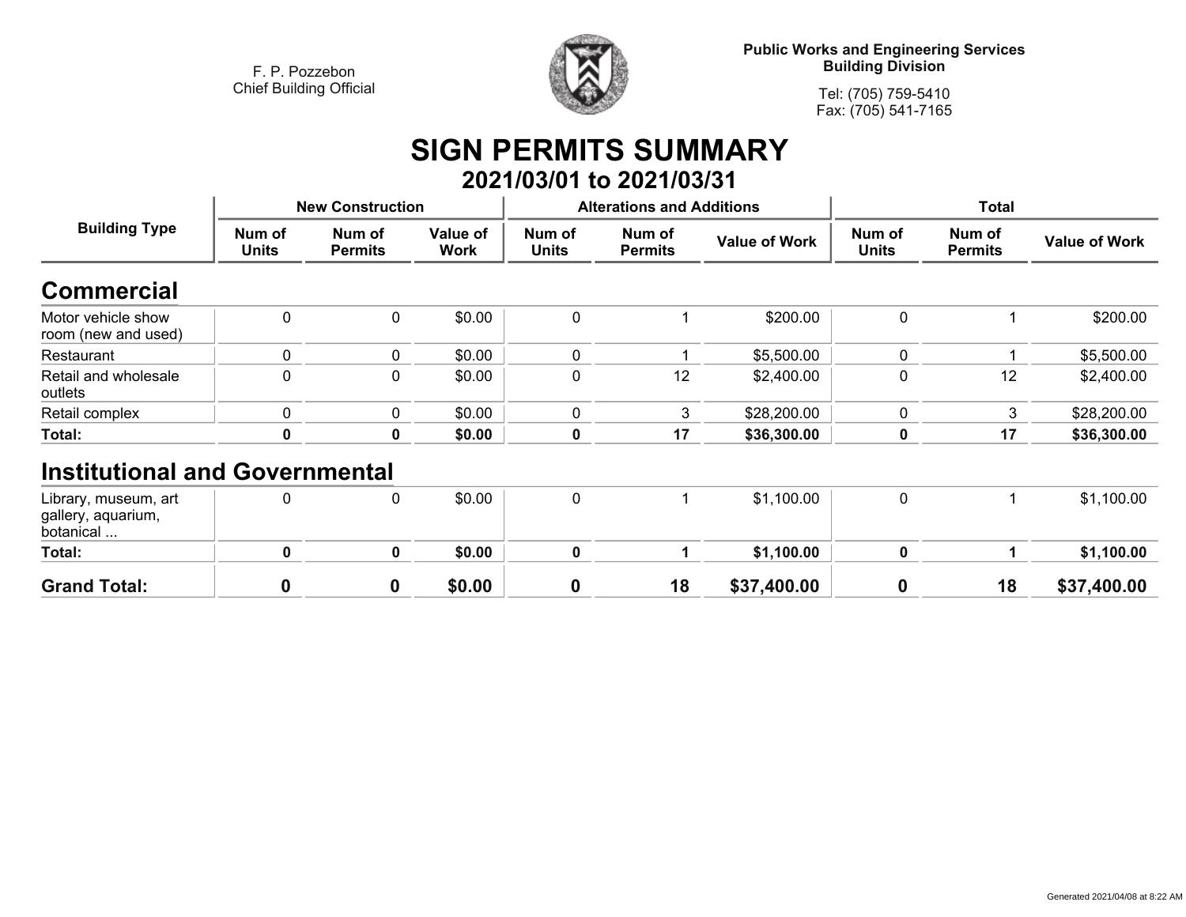F. P. Pozzebon
Chief Building Official

**Public Works and Engineering Services**
**Building Division**

Tel: (705) 759-5410
Fax: (705) 541-7165

# SIGN PERMITS SUMMARY

## 2021/03/01 to 2021/03/31

| Building Type | New Construction | | | Alterations and Additions | | | Total | | |
|---|---|---|---|---|---|---|---|---|---|
| | Num of Units | Num of Permits | Value of Work | Num of Units | Num of Permits | Value of Work | Num of Units | Num of Permits | Value of Work |
| **Commercial** | | | | | | | | | |
| Motor vehicle show room (new and used) | 0 | 0 | $0.00 | 0 | 1 | $200.00 | 0 | 1 | $200.00 |
| Restaurant | 0 | 0 | $0.00 | 0 | 1 | $5,500.00 | 0 | 1 | $5,500.00 |
| Retail and wholesale outlets | 0 | 0 | $0.00 | 0 | 12 | $2,400.00 | 0 | 12 | $2,400.00 |
| Retail complex | 0 | 0 | $0.00 | 0 | 3 | $28,200.00 | 0 | 3 | $28,200.00 |
| **Total:** | **0** | **0** | **$0.00** | **0** | **17** | **$36,300.00** | **0** | **17** | **$36,300.00** |
| **Institutional and Governmental** | | | | | | | | | |
| Library, museum, art gallery, aquarium, botanical ... | 0 | 0 | $0.00 | 0 | 1 | $1,100.00 | 0 | 1 | $1,100.00 |
| **Total:** | **0** | **0** | **$0.00** | **0** | **1** | **$1,100.00** | **0** | **1** | **$1,100.00** |
| **Grand Total:** | **0** | **0** | **$0.00** | **0** | **18** | **$37,400.00** | **0** | **18** | **$37,400.00** |

Generated 2021/04/08 at 8:22 AM